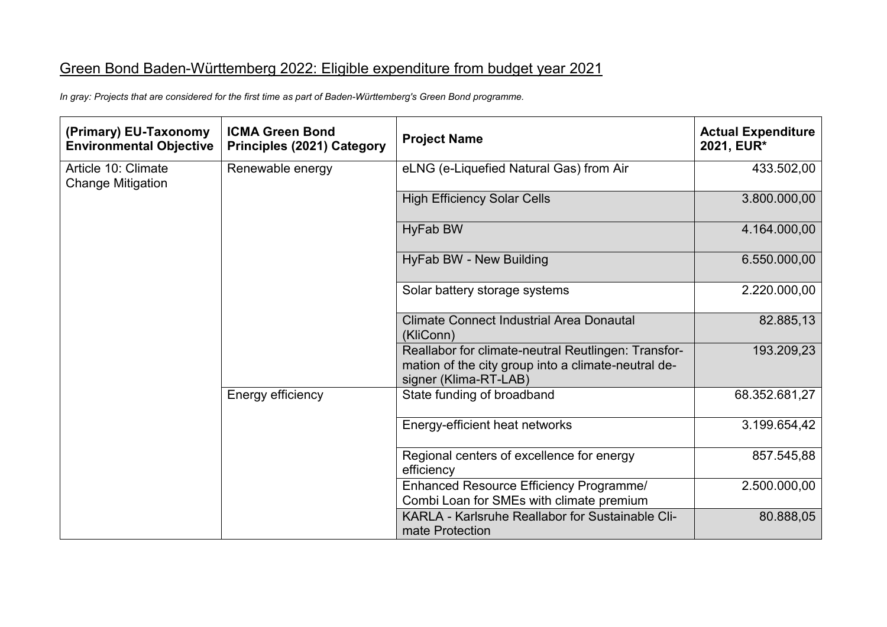# Green Bond Baden-Württemberg 2022: Eligible expenditure from budget year 2021

*In gray: Projects that are considered for the first time as part of Baden-Württemberg's Green Bond programme.*

| (Primary) EU-Taxonomy Environmental Objective | ICMA Green Bond Principles (2021) Category | Project Name | Actual Expenditure 2021, EUR* |
|---|---|---|---|
| Article 10: Climate Change Mitigation | Renewable energy | eLNG (e-Liquefied Natural Gas) from Air | 433.502,00 |
| | | High Efficiency Solar Cells | 3.800.000,00 |
| | | HyFab BW | 4.164.000,00 |
| | | HyFab BW - New Building | 6.550.000,00 |
| | | Solar battery storage systems | 2.220.000,00 |
| | | Climate Connect Industrial Area Donautal (KliConn) | 82.885,13 |
| | | Reallabor for climate-neutral Reutlingen: Transformation of the city group into a climate-neutral designer (Klima-RT-LAB) | 193.209,23 |
| | Energy efficiency | State funding of broadband | 68.352.681,27 |
| | | Energy-efficient heat networks | 3.199.654,42 |
| | | Regional centers of excellence for energy efficiency | 857.545,88 |
| | | Enhanced Resource Efficiency Programme/ Combi Loan for SMEs with climate premium | 2.500.000,00 |
| | | KARLA - Karlsruhe Reallabor for Sustainable Climate Protection | 80.888,05 |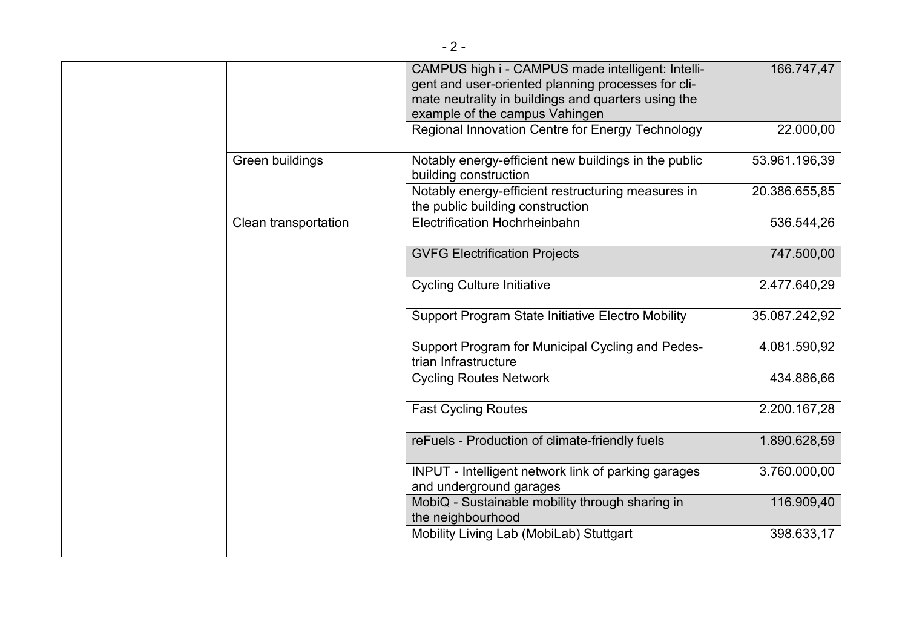| | | | |
|---|---|---|---|
| | | CAMPUS high i - CAMPUS made intelligent: Intelligent and user-oriented planning processes for climate neutrality in buildings and quarters using the example of the campus Vahingen | 166.747,47 |
| | | Regional Innovation Centre for Energy Technology | 22.000,00 |
| | Green buildings | Notably energy-efficient new buildings in the public building construction | 53.961.196,39 |
| | | Notably energy-efficient restructuring measures in the public building construction | 20.386.655,85 |
| | Clean transportation | Electrification Hochrheinbahn | 536.544,26 |
| | | GVFG Electrification Projects | 747.500,00 |
| | | Cycling Culture Initiative | 2.477.640,29 |
| | | Support Program State Initiative Electro Mobility | 35.087.242,92 |
| | | Support Program for Municipal Cycling and Pedestrian Infrastructure | 4.081.590,92 |
| | | Cycling Routes Network | 434.886,66 |
| | | Fast Cycling Routes | 2.200.167,28 |
| | | reFuels - Production of climate-friendly fuels | 1.890.628,59 |
| | | INPUT - Intelligent network link of parking garages and underground garages | 3.760.000,00 |
| | | MobiQ - Sustainable mobility through sharing in the neighbourhood | 116.909,40 |
| | | Mobility Living Lab (MobiLab) Stuttgart | 398.633,17 |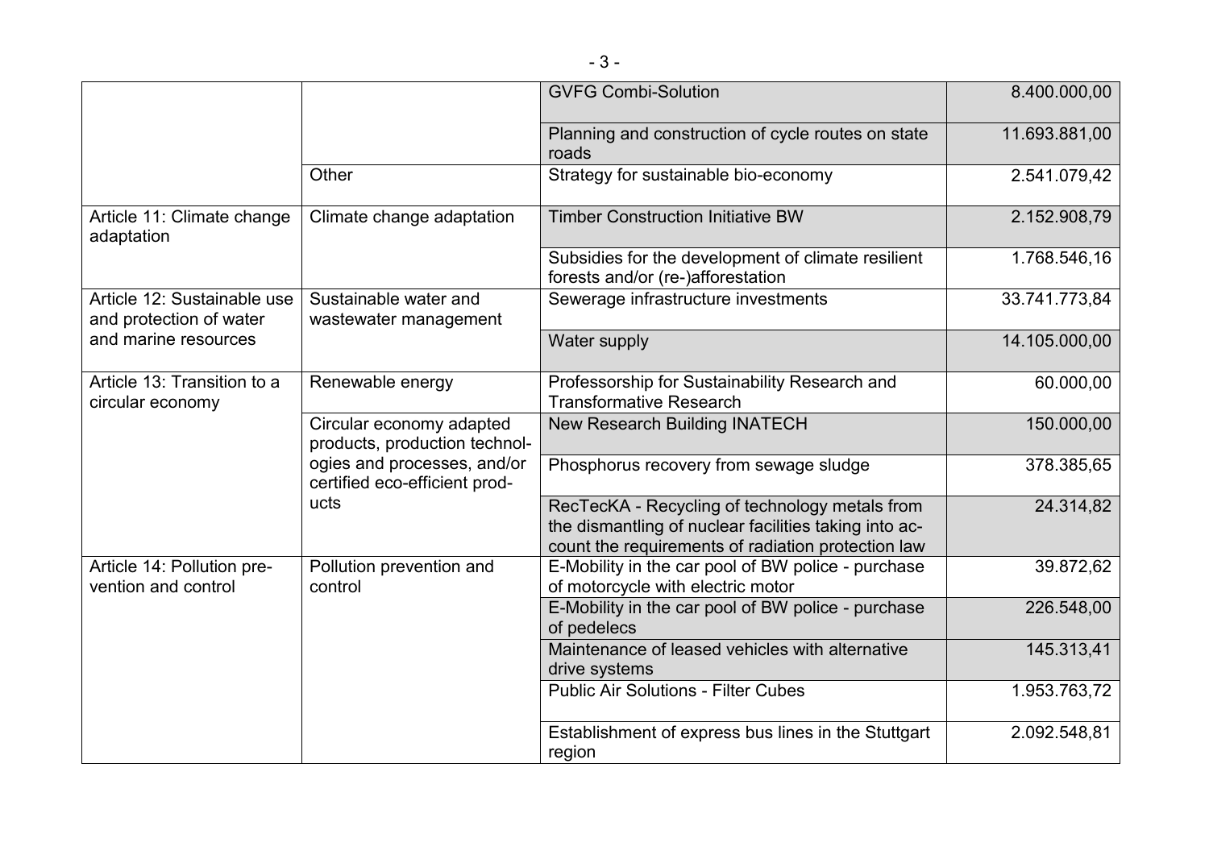| | | | |
|---|---|---|---|
| | | GVFG Combi-Solution | 8.400.000,00 |
| | | Planning and construction of cycle routes on state roads | 11.693.881,00 |
| | Other | Strategy for sustainable bio-economy | 2.541.079,42 |
| Article 11: Climate change adaptation | Climate change adaptation | Timber Construction Initiative BW | 2.152.908,79 |
| | | Subsidies for the development of climate resilient forests and/or (re-)afforestation | 1.768.546,16 |
| Article 12: Sustainable use and protection of water and marine resources | Sustainable water and wastewater management | Sewerage infrastructure investments | 33.741.773,84 |
| | | Water supply | 14.105.000,00 |
| Article 13: Transition to a circular economy | Renewable energy | Professorship for Sustainability Research and Transformative Research | 60.000,00 |
| | Circular economy adapted products, production technologies and processes, and/or certified eco-efficient products | New Research Building INATECH | 150.000,00 |
| | | Phosphorus recovery from sewage sludge | 378.385,65 |
| | | RecTecKA - Recycling of technology metals from the dismantling of nuclear facilities taking into account the requirements of radiation protection law | 24.314,82 |
| Article 14: Pollution prevention and control | Pollution prevention and control | E-Mobility in the car pool of BW police - purchase of motorcycle with electric motor | 39.872,62 |
| | | E-Mobility in the car pool of BW police - purchase of pedelecs | 226.548,00 |
| | | Maintenance of leased vehicles with alternative drive systems | 145.313,41 |
| | | Public Air Solutions - Filter Cubes | 1.953.763,72 |
| | | Establishment of express bus lines in the Stuttgart region | 2.092.548,81 |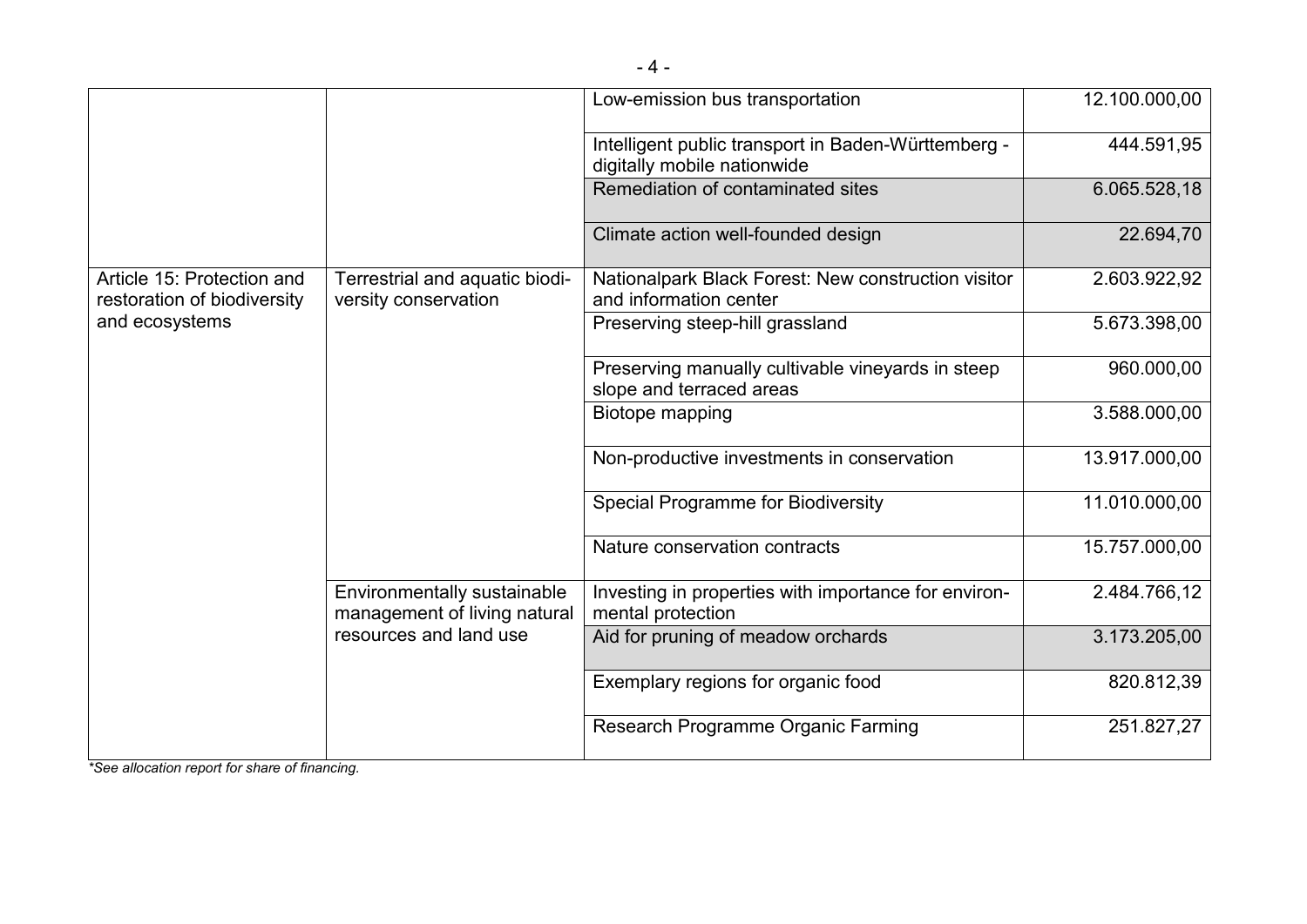| | | | |
|---|---|---|---|
| | | Low-emission bus transportation | 12.100.000,00 |
| | | Intelligent public transport in Baden-Württemberg - digitally mobile nationwide | 444.591,95 |
| | | Remediation of contaminated sites | 6.065.528,18 |
| | | Climate action well-founded design | 22.694,70 |
| Article 15: Protection and restoration of biodiversity and ecosystems | Terrestrial and aquatic biodiversity conservation | Nationalpark Black Forest: New construction visitor and information center | 2.603.922,92 |
| | | Preserving steep-hill grassland | 5.673.398,00 |
| | | Preserving manually cultivable vineyards in steep slope and terraced areas | 960.000,00 |
| | | Biotope mapping | 3.588.000,00 |
| | | Non-productive investments in conservation | 13.917.000,00 |
| | | Special Programme for Biodiversity | 11.010.000,00 |
| | | Nature conservation contracts | 15.757.000,00 |
| | Environmentally sustainable management of living natural resources and land use | Investing in properties with importance for environmental protection | 2.484.766,12 |
| | | Aid for pruning of meadow orchards | 3.173.205,00 |
| | | Exemplary regions for organic food | 820.812,39 |
| | | Research Programme Organic Farming | 251.827,27 |

*\*See allocation report for share of financing.*